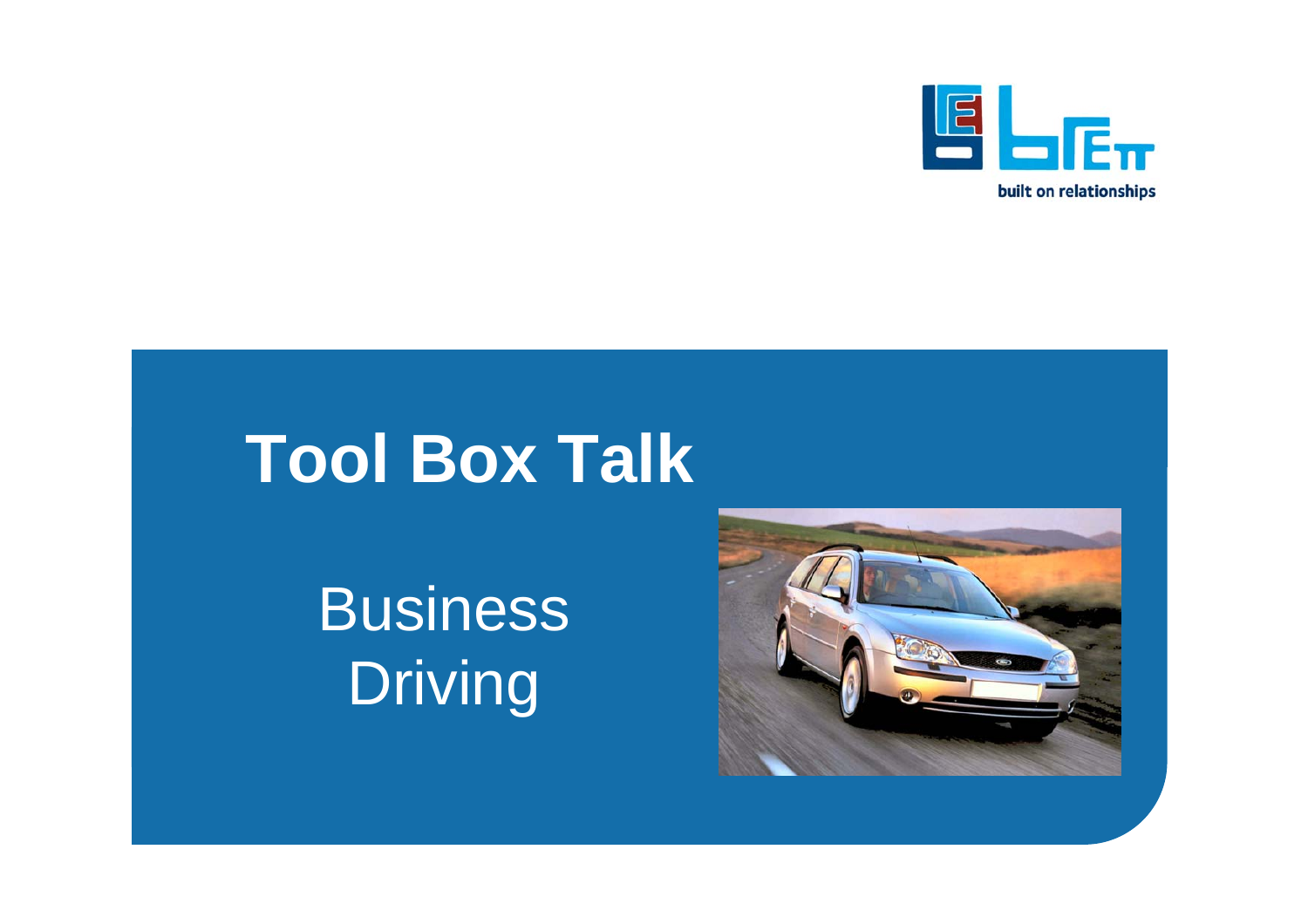built on relationships

# Tool Box Talk

## Business Driving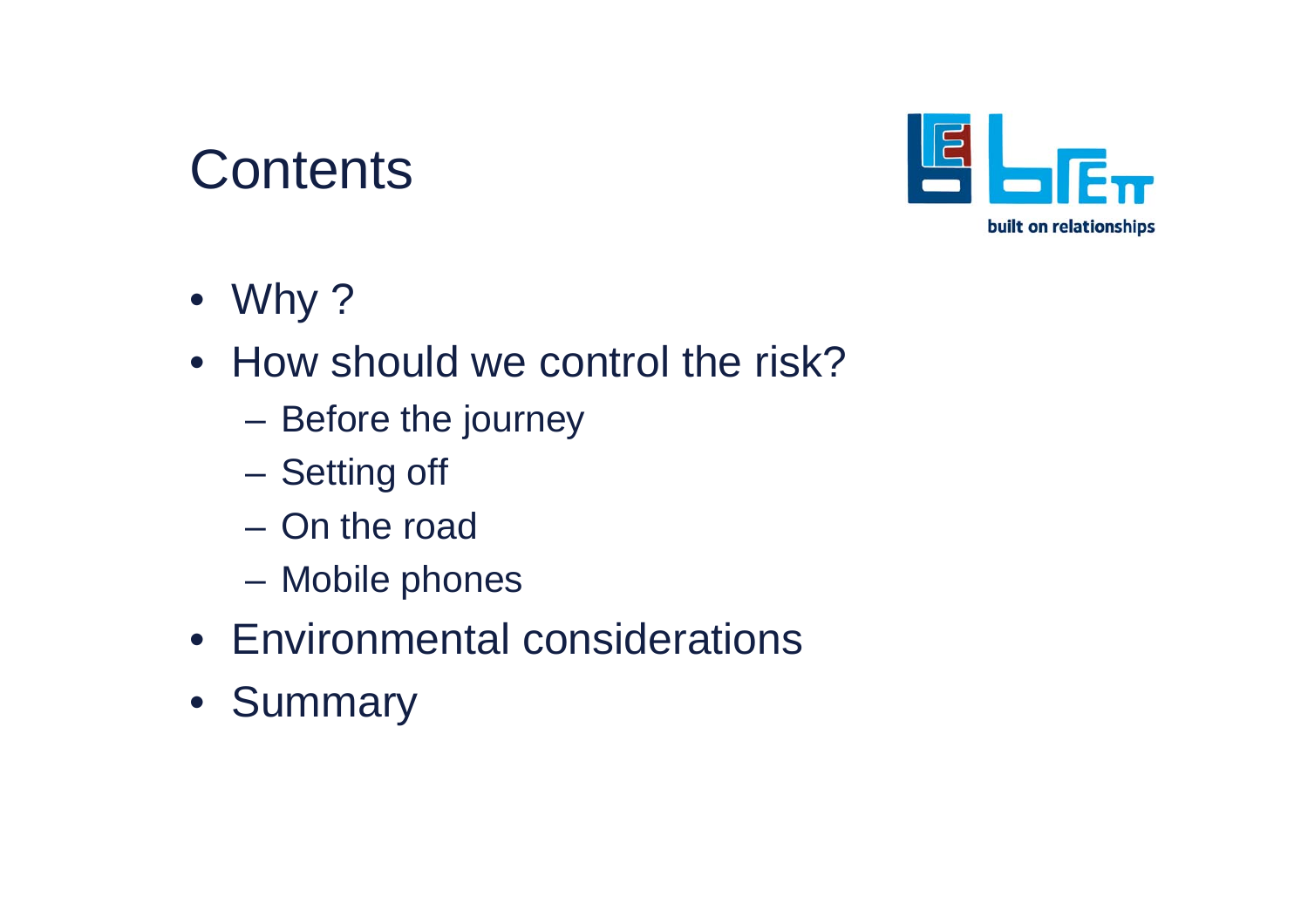# Contents

built on relationships

- Why ?
- How should we control the risk?
  - Before the journey
  - Setting off
  - On the road
  - Mobile phones
- Environmental considerations
- Summary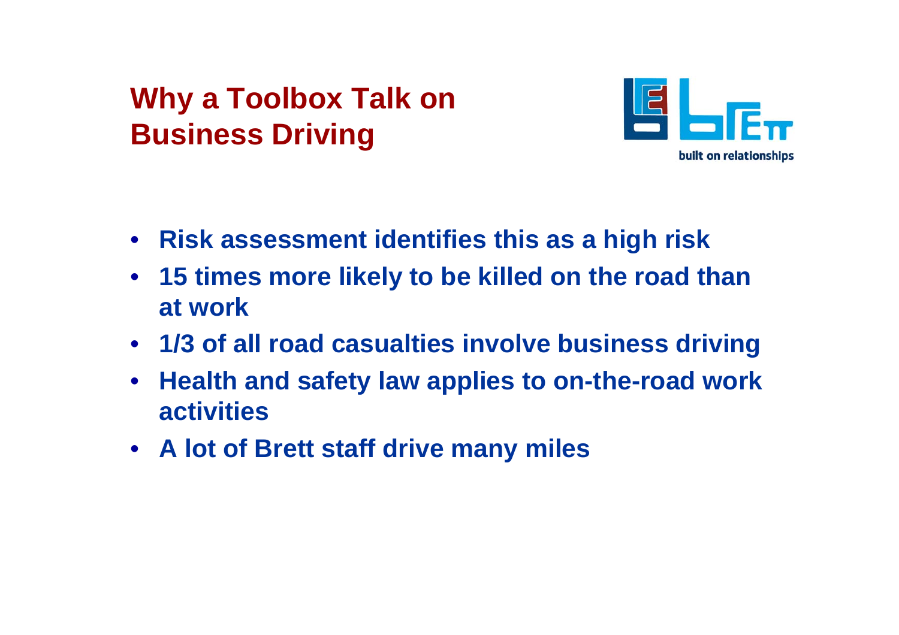# Why a Toolbox Talk on Business Driving

built on relationships

- **Risk assessment identifies this as a high risk**
- **15 times more likely to be killed on the road than at work**
- **1/3 of all road casualties involve business driving**
- **Health and safety law applies to on-the-road work activities**
- **A lot of Brett staff drive many miles**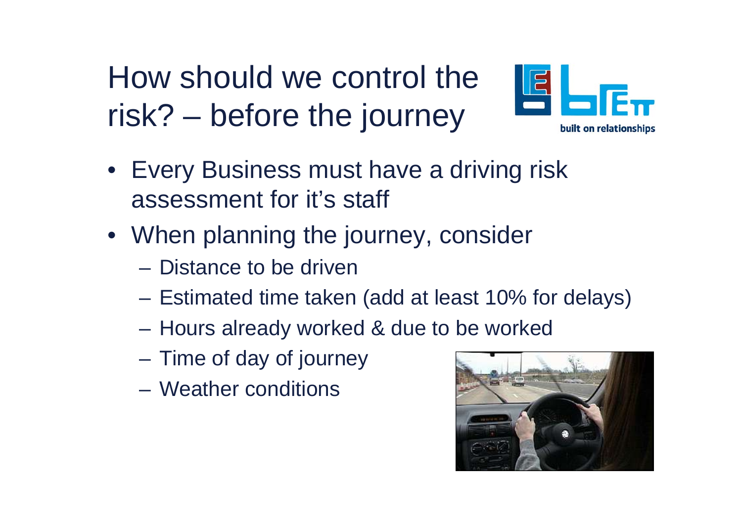# How should we control the risk? – before the journey

- Every Business must have a driving risk assessment for it's staff
- When planning the journey, consider
  - Distance to be driven
  - Estimated time taken (add at least 10% for delays)
  - Hours already worked & due to be worked
  - Time of day of journey
  - Weather conditions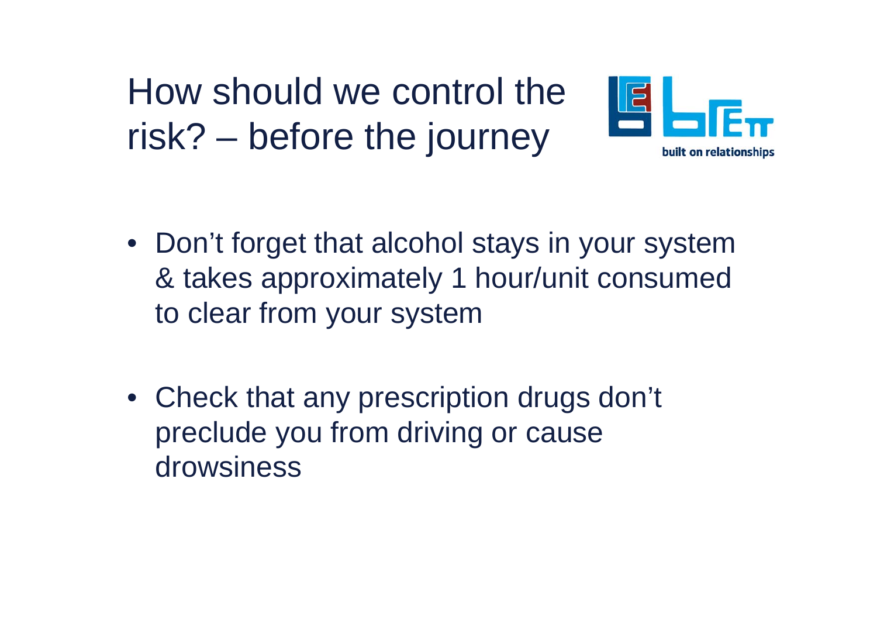# How should we control the risk? – before the journey

built on relationships

- Don't forget that alcohol stays in your system & takes approximately 1 hour/unit consumed to clear from your system

- Check that any prescription drugs don't preclude you from driving or cause drowsiness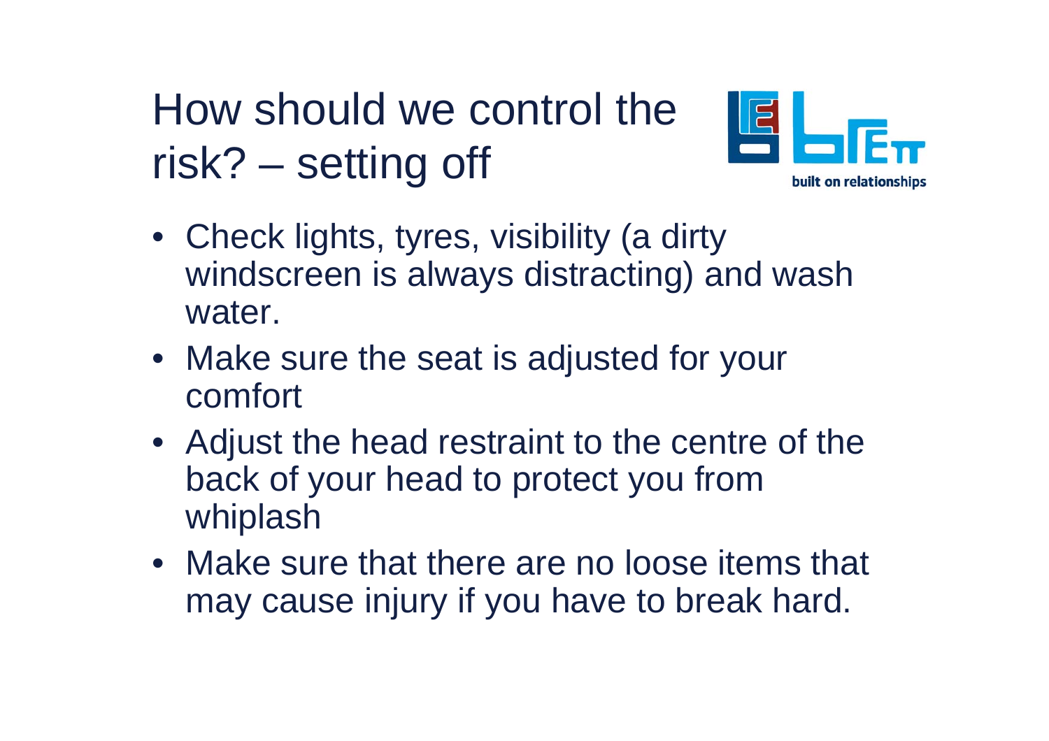# How should we control the risk? – setting off

- Check lights, tyres, visibility (a dirty windscreen is always distracting) and wash water.
- Make sure the seat is adjusted for your comfort
- Adjust the head restraint to the centre of the back of your head to protect you from whiplash
- Make sure that there are no loose items that may cause injury if you have to break hard.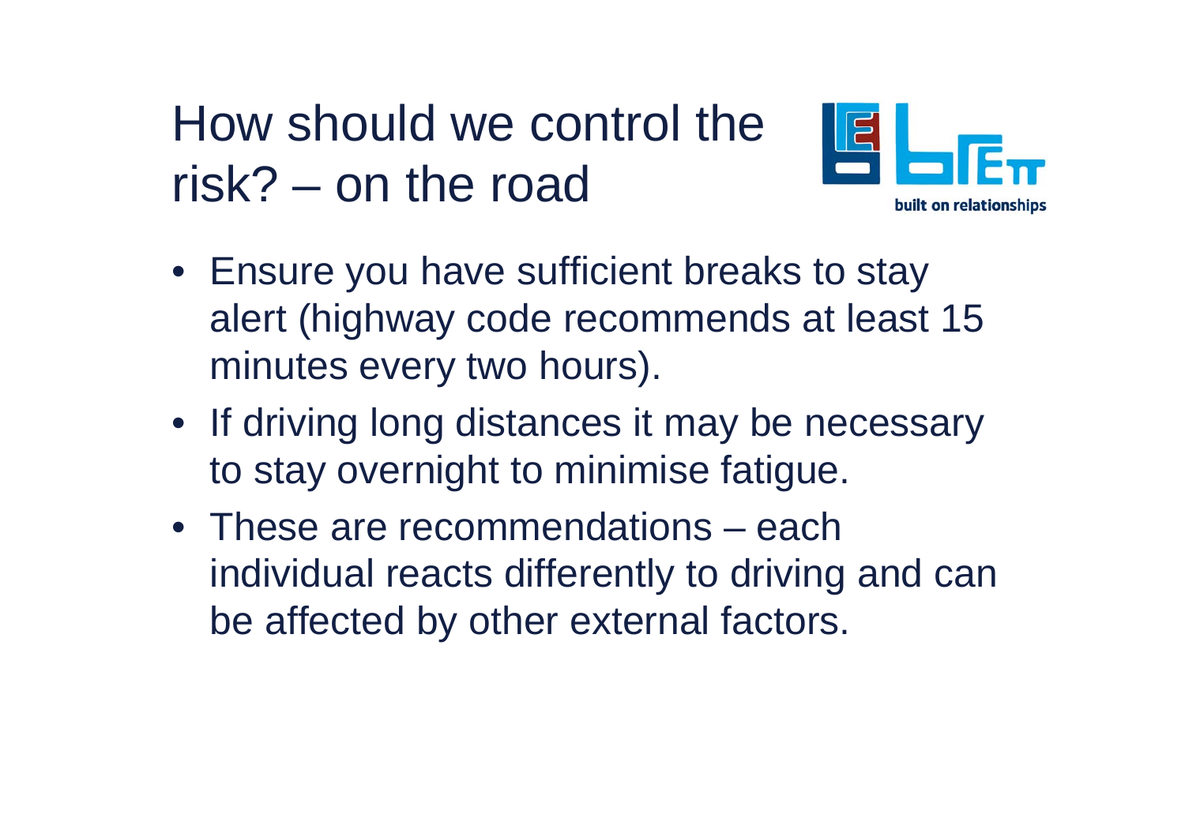# How should we control the risk? – on the road

- Ensure you have sufficient breaks to stay alert (highway code recommends at least 15 minutes every two hours).
- If driving long distances it may be necessary to stay overnight to minimise fatigue.
- These are recommendations – each individual reacts differently to driving and can be affected by other external factors.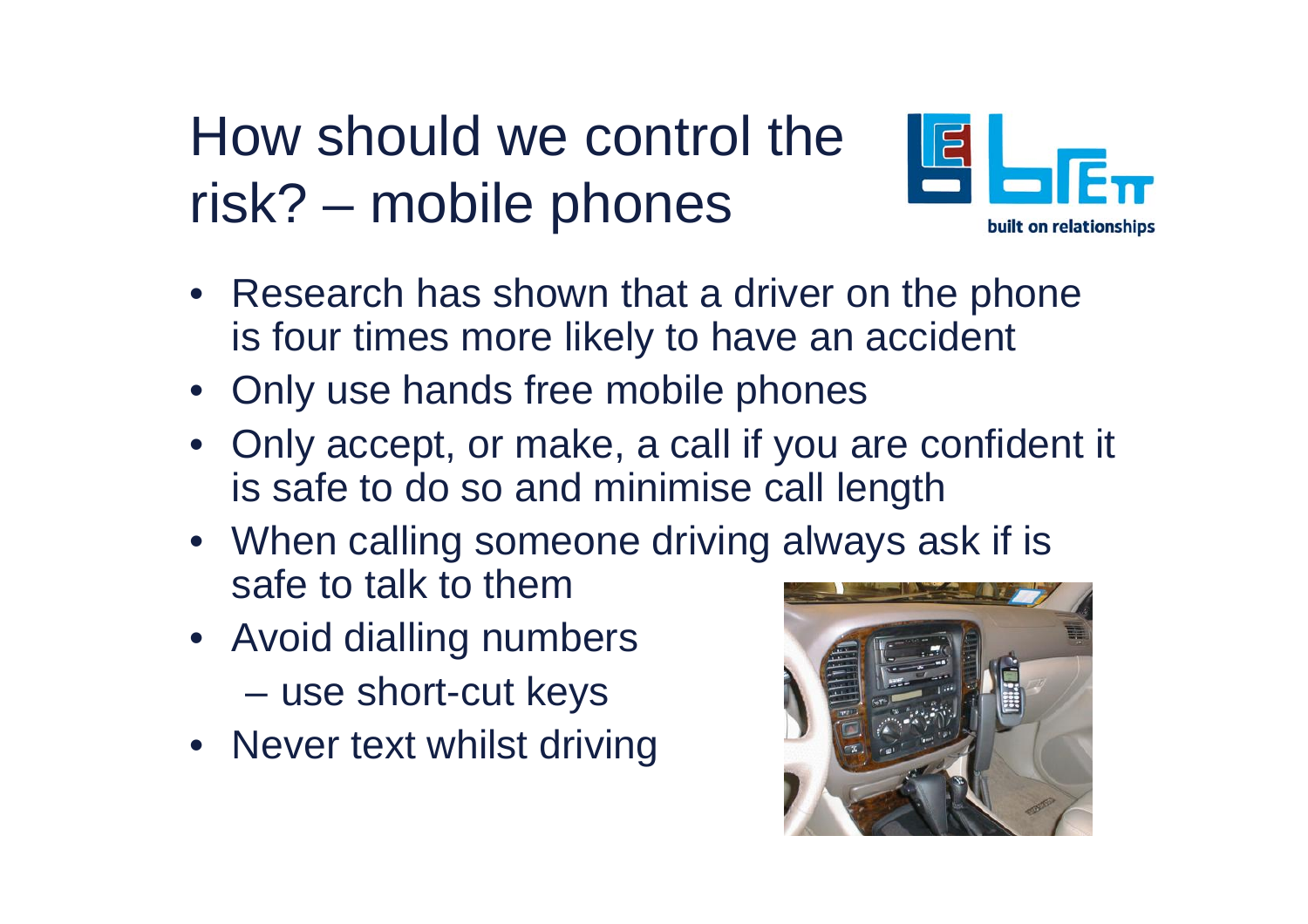# How should we control the risk? – mobile phones

- Research has shown that a driver on the phone is four times more likely to have an accident
- Only use hands free mobile phones
- Only accept, or make, a call if you are confident it is safe to do so and minimise call length
- When calling someone driving always ask if is safe to talk to them
- Avoid dialling numbers
  - use short-cut keys
- Never text whilst driving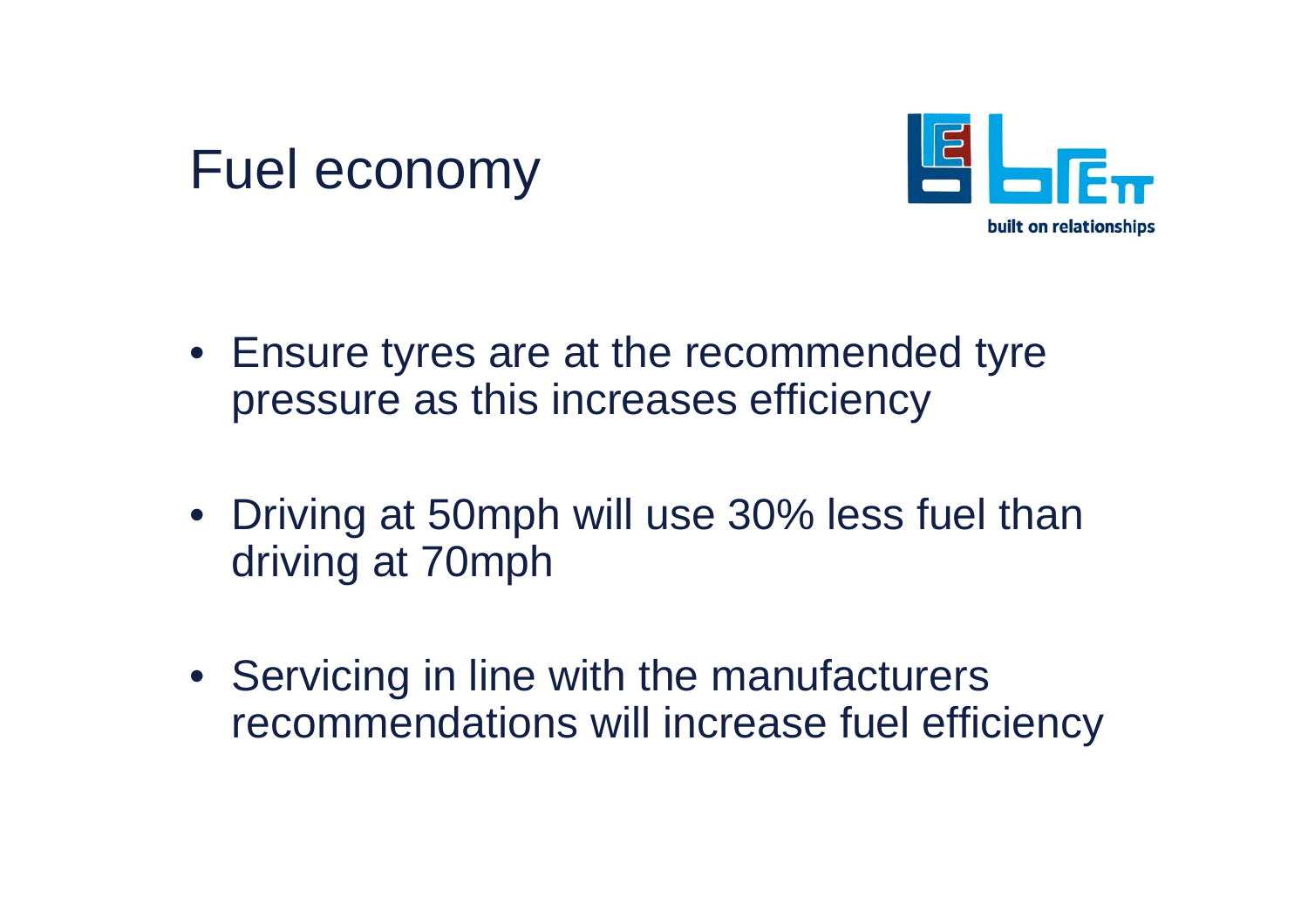# Fuel economy

- Ensure tyres are at the recommended tyre pressure as this increases efficiency
- Driving at 50mph will use 30% less fuel than driving at 70mph
- Servicing in line with the manufacturers recommendations will increase fuel efficiency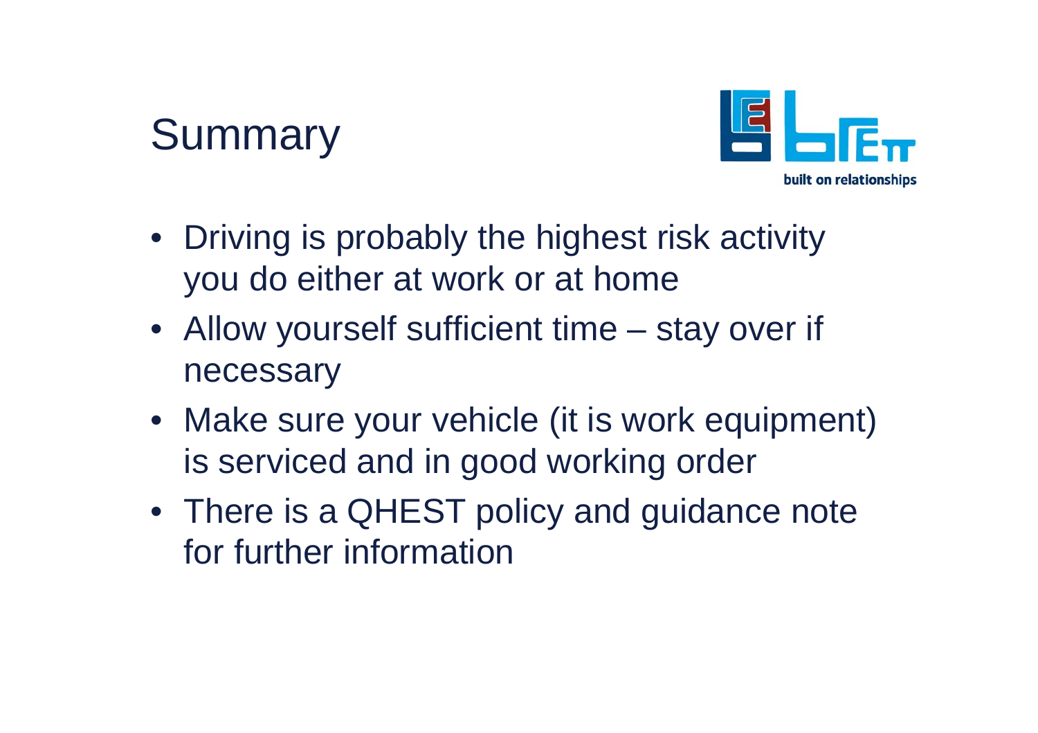# Summary

built on relationships

- Driving is probably the highest risk activity you do either at work or at home
- Allow yourself sufficient time – stay over if necessary
- Make sure your vehicle (it is work equipment) is serviced and in good working order
- There is a QHEST policy and guidance note for further information